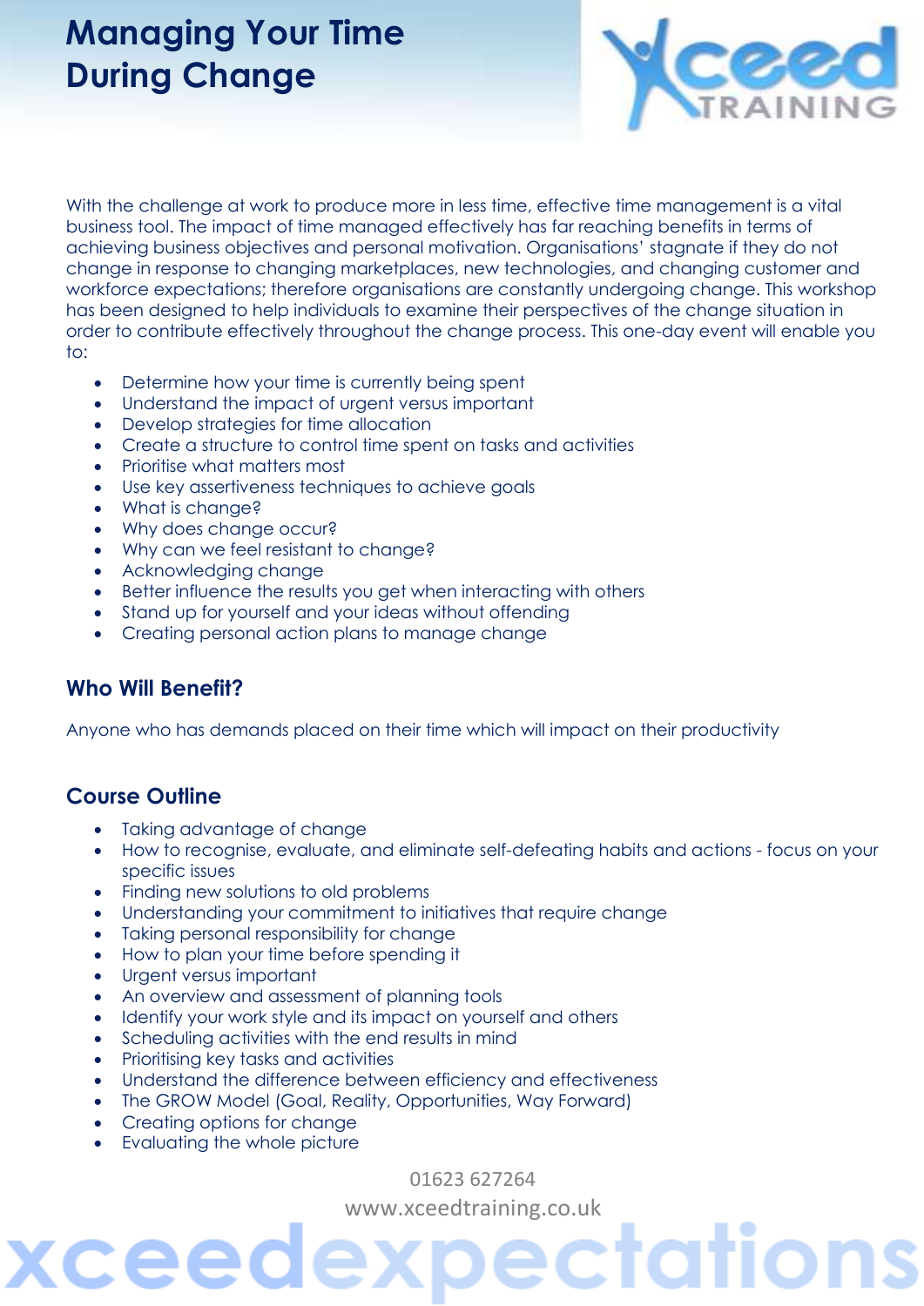# Managing Your Time During Change

With the challenge at work to produce more in less time, effective time management is a vital business tool. The impact of time managed effectively has far reaching benefits in terms of achieving business objectives and personal motivation. Organisations' stagnate if they do not change in response to changing marketplaces, new technologies, and changing customer and workforce expectations; therefore organisations are constantly undergoing change. This workshop has been designed to help individuals to examine their perspectives of the change situation in order to contribute effectively throughout the change process. This one-day event will enable you to:

- Determine how your time is currently being spent
- Understand the impact of urgent versus important
- Develop strategies for time allocation
- Create a structure to control time spent on tasks and activities
- Prioritise what matters most
- Use key assertiveness techniques to achieve goals
- What is change?
- Why does change occur?
- Why can we feel resistant to change?
- Acknowledging change
- Better influence the results you get when interacting with others
- Stand up for yourself and your ideas without offending
- Creating personal action plans to manage change

## Who Will Benefit?

Anyone who has demands placed on their time which will impact on their productivity

## Course Outline

- Taking advantage of change
- How to recognise, evaluate, and eliminate self-defeating habits and actions - focus on your specific issues
- Finding new solutions to old problems
- Understanding your commitment to initiatives that require change
- Taking personal responsibility for change
- How to plan your time before spending it
- Urgent versus important
- An overview and assessment of planning tools
- Identify your work style and its impact on yourself and others
- Scheduling activities with the end results in mind
- Prioritising key tasks and activities
- Understand the difference between efficiency and effectiveness
- The GROW Model (Goal, Reality, Opportunities, Way Forward)
- Creating options for change
- Evaluating the whole picture

01623 627264

www.xceedtraining.co.uk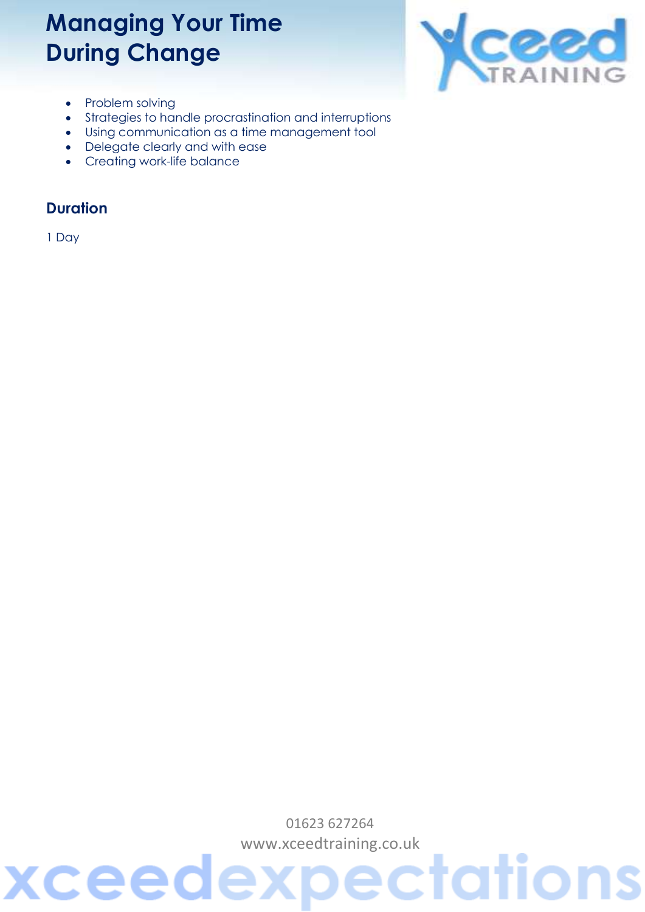- Problem solving
- Strategies to handle procrastination and interruptions
- Using communication as a time management tool
- Delegate clearly and with ease
- Creating work-life balance

## Duration

1 Day